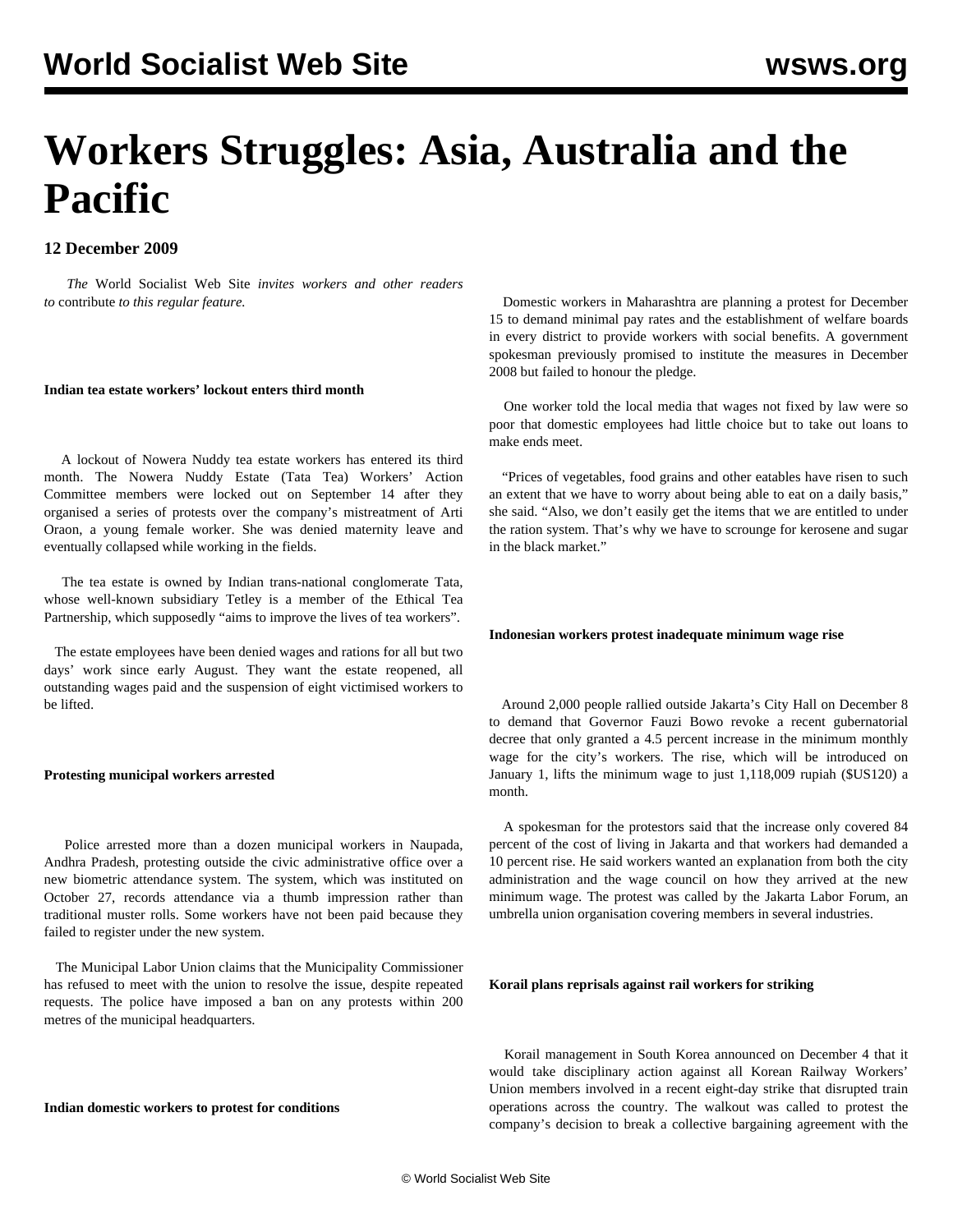# Workers Struggles: Asia, Australia and the Pacific

**12 December 2009**

*The* World Socialist Web Site *invites workers and other readers to* contribute *to this regular feature.*

**Indian tea estate workers' lockout enters third month**

A lockout of Nowera Nuddy tea estate workers has entered its third month. The Nowera Nuddy Estate (Tata Tea) Workers' Action Committee members were locked out on September 14 after they organised a series of protests over the company's mistreatment of Arti Oraon, a young female worker. She was denied maternity leave and eventually collapsed while working in the fields.

The tea estate is owned by Indian trans-national conglomerate Tata, whose well-known subsidiary Tetley is a member of the Ethical Tea Partnership, which supposedly "aims to improve the lives of tea workers".

The estate employees have been denied wages and rations for all but two days' work since early August. They want the estate reopened, all outstanding wages paid and the suspension of eight victimised workers to be lifted.

**Protesting municipal workers arrested**

Police arrested more than a dozen municipal workers in Naupada, Andhra Pradesh, protesting outside the civic administrative office over a new biometric attendance system. The system, which was instituted on October 27, records attendance via a thumb impression rather than traditional muster rolls. Some workers have not been paid because they failed to register under the new system.

The Municipal Labor Union claims that the Municipality Commissioner has refused to meet with the union to resolve the issue, despite repeated requests. The police have imposed a ban on any protests within 200 metres of the municipal headquarters.

**Indian domestic workers to protest for conditions**

Domestic workers in Maharashtra are planning a protest for December 15 to demand minimal pay rates and the establishment of welfare boards in every district to provide workers with social benefits. A government spokesman previously promised to institute the measures in December 2008 but failed to honour the pledge.

One worker told the local media that wages not fixed by law were so poor that domestic employees had little choice but to take out loans to make ends meet.

"Prices of vegetables, food grains and other eatables have risen to such an extent that we have to worry about being able to eat on a daily basis," she said. "Also, we don't easily get the items that we are entitled to under the ration system. That's why we have to scrounge for kerosene and sugar in the black market."

**Indonesian workers protest inadequate minimum wage rise**

Around 2,000 people rallied outside Jakarta's City Hall on December 8 to demand that Governor Fauzi Bowo revoke a recent gubernatorial decree that only granted a 4.5 percent increase in the minimum monthly wage for the city's workers. The rise, which will be introduced on January 1, lifts the minimum wage to just 1,118,009 rupiah ($US120) a month.

A spokesman for the protestors said that the increase only covered 84 percent of the cost of living in Jakarta and that workers had demanded a 10 percent rise. He said workers wanted an explanation from both the city administration and the wage council on how they arrived at the new minimum wage. The protest was called by the Jakarta Labor Forum, an umbrella union organisation covering members in several industries.

**Korail plans reprisals against rail workers for striking**

Korail management in South Korea announced on December 4 that it would take disciplinary action against all Korean Railway Workers' Union members involved in a recent eight-day strike that disrupted train operations across the country. The walkout was called to protest the company's decision to break a collective bargaining agreement with the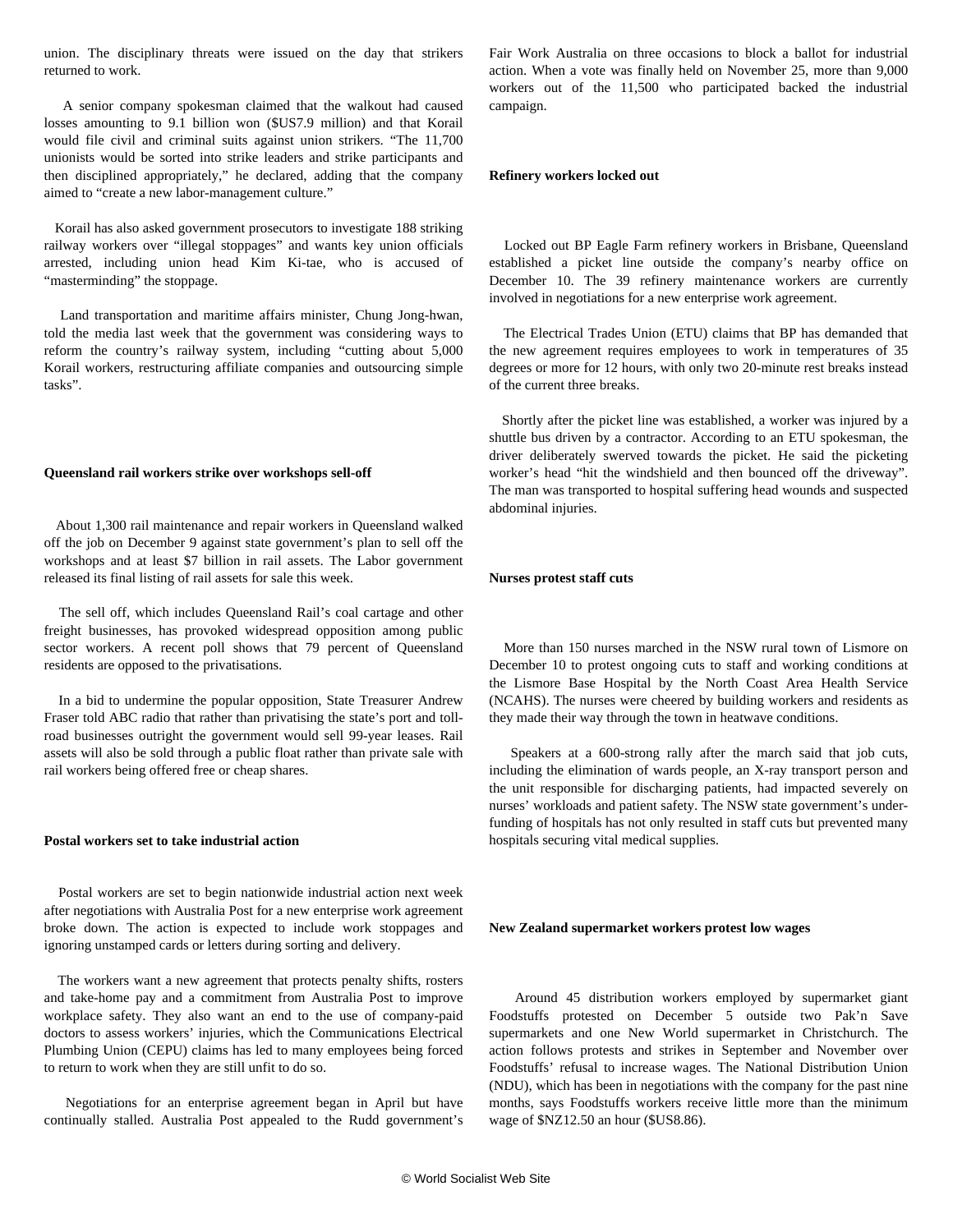union. The disciplinary threats were issued on the day that strikers returned to work.

A senior company spokesman claimed that the walkout had caused losses amounting to 9.1 billion won ($US7.9 million) and that Korail would file civil and criminal suits against union strikers. "The 11,700 unionists would be sorted into strike leaders and strike participants and then disciplined appropriately," he declared, adding that the company aimed to "create a new labor-management culture."

Korail has also asked government prosecutors to investigate 188 striking railway workers over "illegal stoppages" and wants key union officials arrested, including union head Kim Ki-tae, who is accused of "masterminding" the stoppage.

Land transportation and maritime affairs minister, Chung Jong-hwan, told the media last week that the government was considering ways to reform the country's railway system, including "cutting about 5,000 Korail workers, restructuring affiliate companies and outsourcing simple tasks".

**Queensland rail workers strike over workshops sell-off**

About 1,300 rail maintenance and repair workers in Queensland walked off the job on December 9 against state government's plan to sell off the workshops and at least $7 billion in rail assets. The Labor government released its final listing of rail assets for sale this week.

The sell off, which includes Queensland Rail's coal cartage and other freight businesses, has provoked widespread opposition among public sector workers. A recent poll shows that 79 percent of Queensland residents are opposed to the privatisations.

In a bid to undermine the popular opposition, State Treasurer Andrew Fraser told ABC radio that rather than privatising the state's port and toll-road businesses outright the government would sell 99-year leases. Rail assets will also be sold through a public float rather than private sale with rail workers being offered free or cheap shares.

**Postal workers set to take industrial action**

Postal workers are set to begin nationwide industrial action next week after negotiations with Australia Post for a new enterprise work agreement broke down. The action is expected to include work stoppages and ignoring unstamped cards or letters during sorting and delivery.

The workers want a new agreement that protects penalty shifts, rosters and take-home pay and a commitment from Australia Post to improve workplace safety. They also want an end to the use of company-paid doctors to assess workers' injuries, which the Communications Electrical Plumbing Union (CEPU) claims has led to many employees being forced to return to work when they are still unfit to do so.

Negotiations for an enterprise agreement began in April but have continually stalled. Australia Post appealed to the Rudd government's Fair Work Australia on three occasions to block a ballot for industrial action. When a vote was finally held on November 25, more than 9,000 workers out of the 11,500 who participated backed the industrial campaign.

**Refinery workers locked out**

Locked out BP Eagle Farm refinery workers in Brisbane, Queensland established a picket line outside the company's nearby office on December 10. The 39 refinery maintenance workers are currently involved in negotiations for a new enterprise work agreement.

The Electrical Trades Union (ETU) claims that BP has demanded that the new agreement requires employees to work in temperatures of 35 degrees or more for 12 hours, with only two 20-minute rest breaks instead of the current three breaks.

Shortly after the picket line was established, a worker was injured by a shuttle bus driven by a contractor. According to an ETU spokesman, the driver deliberately swerved towards the picket. He said the picketing worker's head "hit the windshield and then bounced off the driveway". The man was transported to hospital suffering head wounds and suspected abdominal injuries.

**Nurses protest staff cuts**

More than 150 nurses marched in the NSW rural town of Lismore on December 10 to protest ongoing cuts to staff and working conditions at the Lismore Base Hospital by the North Coast Area Health Service (NCAHS). The nurses were cheered by building workers and residents as they made their way through the town in heatwave conditions.

Speakers at a 600-strong rally after the march said that job cuts, including the elimination of wards people, an X-ray transport person and the unit responsible for discharging patients, had impacted severely on nurses' workloads and patient safety. The NSW state government's under-funding of hospitals has not only resulted in staff cuts but prevented many hospitals securing vital medical supplies.

**New Zealand supermarket workers protest low wages**

Around 45 distribution workers employed by supermarket giant Foodstuffs protested on December 5 outside two Pak'n Save supermarkets and one New World supermarket in Christchurch. The action follows protests and strikes in September and November over Foodstuffs' refusal to increase wages. The National Distribution Union (NDU), which has been in negotiations with the company for the past nine months, says Foodstuffs workers receive little more than the minimum wage of $NZ12.50 an hour ($US8.86).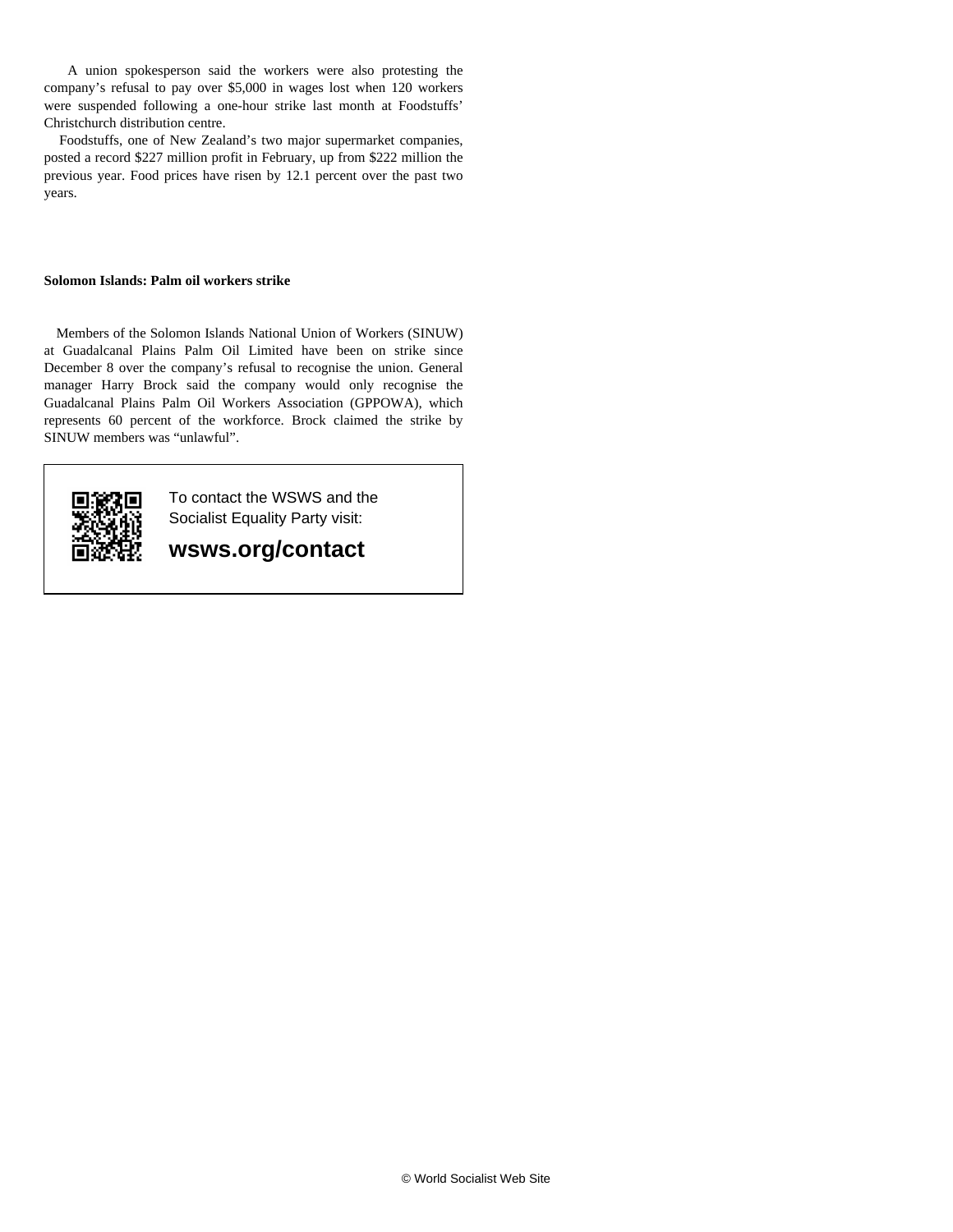A union spokesperson said the workers were also protesting the company's refusal to pay over $5,000 in wages lost when 120 workers were suspended following a one-hour strike last month at Foodstuffs' Christchurch distribution centre.

Foodstuffs, one of New Zealand's two major supermarket companies, posted a record $227 million profit in February, up from $222 million the previous year. Food prices have risen by 12.1 percent over the past two years.

**Solomon Islands: Palm oil workers strike**

Members of the Solomon Islands National Union of Workers (SINUW) at Guadalcanal Plains Palm Oil Limited have been on strike since December 8 over the company's refusal to recognise the union. General manager Harry Brock said the company would only recognise the Guadalcanal Plains Palm Oil Workers Association (GPPOWA), which represents 60 percent of the workforce. Brock claimed the strike by SINUW members was "unlawful".

To contact the WSWS and the Socialist Equality Party visit:

**wsws.org/contact**